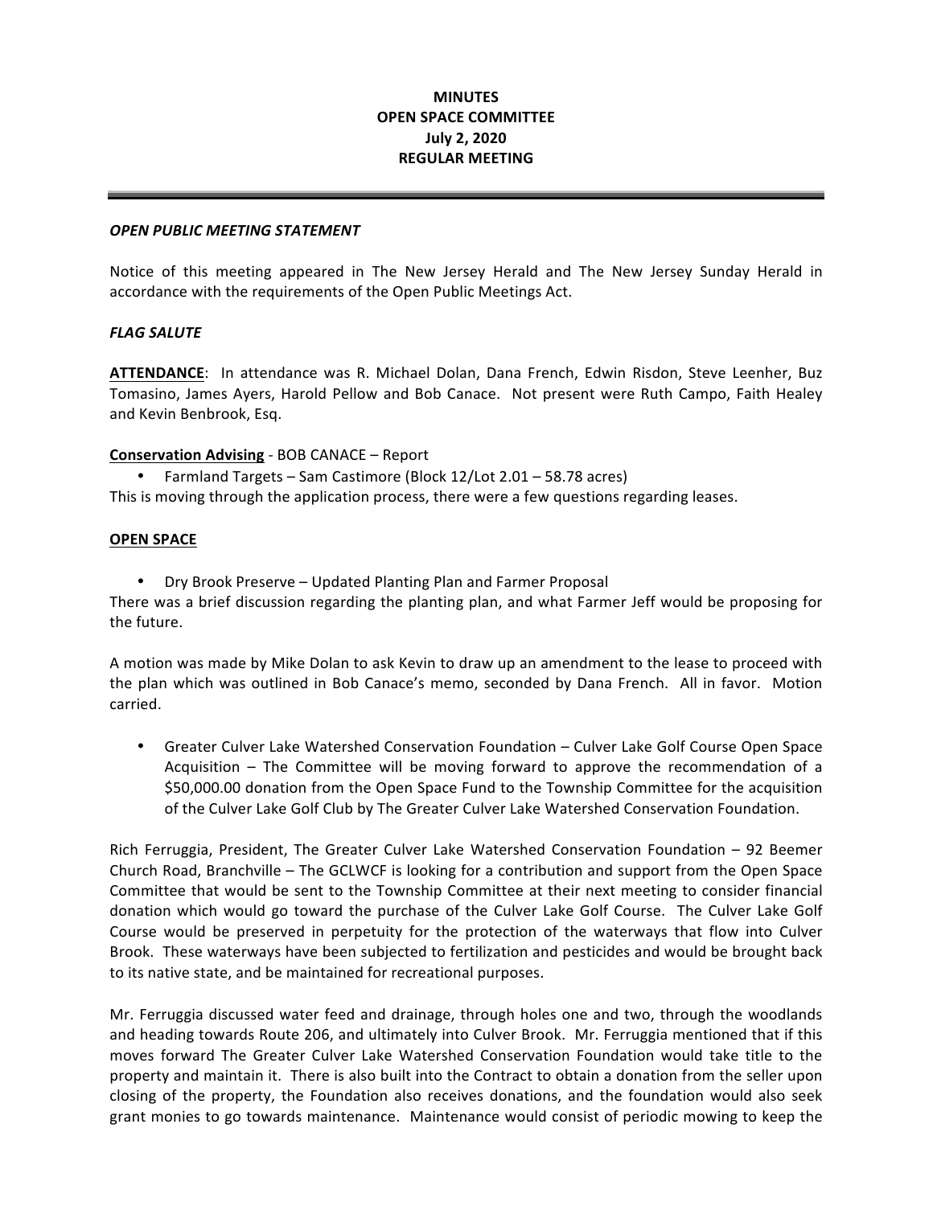# MINUTES
# OPEN SPACE COMMITTEE
# July 2, 2020
# REGULAR MEETING

---

***OPEN PUBLIC MEETING STATEMENT***

Notice of this meeting appeared in The New Jersey Herald and The New Jersey Sunday Herald in accordance with the requirements of the Open Public Meetings Act.

***FLAG SALUTE***

**ATTENDANCE**: In attendance was R. Michael Dolan, Dana French, Edwin Risdon, Steve Leenher, Buz Tomasino, James Ayers, Harold Pellow and Bob Canace. Not present were Ruth Campo, Faith Healey and Kevin Benbrook, Esq.

**Conservation Advising** - BOB CANACE – Report

- Farmland Targets – Sam Castimore (Block 12/Lot 2.01 – 58.78 acres)

This is moving through the application process, there were a few questions regarding leases.

**OPEN SPACE**

- Dry Brook Preserve – Updated Planting Plan and Farmer Proposal

There was a brief discussion regarding the planting plan, and what Farmer Jeff would be proposing for the future.

A motion was made by Mike Dolan to ask Kevin to draw up an amendment to the lease to proceed with the plan which was outlined in Bob Canace's memo, seconded by Dana French. All in favor. Motion carried.

- Greater Culver Lake Watershed Conservation Foundation – Culver Lake Golf Course Open Space Acquisition – The Committee will be moving forward to approve the recommendation of a $50,000.00 donation from the Open Space Fund to the Township Committee for the acquisition of the Culver Lake Golf Club by The Greater Culver Lake Watershed Conservation Foundation.

Rich Ferruggia, President, The Greater Culver Lake Watershed Conservation Foundation – 92 Beemer Church Road, Branchville – The GCLWCF is looking for a contribution and support from the Open Space Committee that would be sent to the Township Committee at their next meeting to consider financial donation which would go toward the purchase of the Culver Lake Golf Course. The Culver Lake Golf Course would be preserved in perpetuity for the protection of the waterways that flow into Culver Brook. These waterways have been subjected to fertilization and pesticides and would be brought back to its native state, and be maintained for recreational purposes.

Mr. Ferruggia discussed water feed and drainage, through holes one and two, through the woodlands and heading towards Route 206, and ultimately into Culver Brook. Mr. Ferruggia mentioned that if this moves forward The Greater Culver Lake Watershed Conservation Foundation would take title to the property and maintain it. There is also built into the Contract to obtain a donation from the seller upon closing of the property, the Foundation also receives donations, and the foundation would also seek grant monies to go towards maintenance. Maintenance would consist of periodic mowing to keep the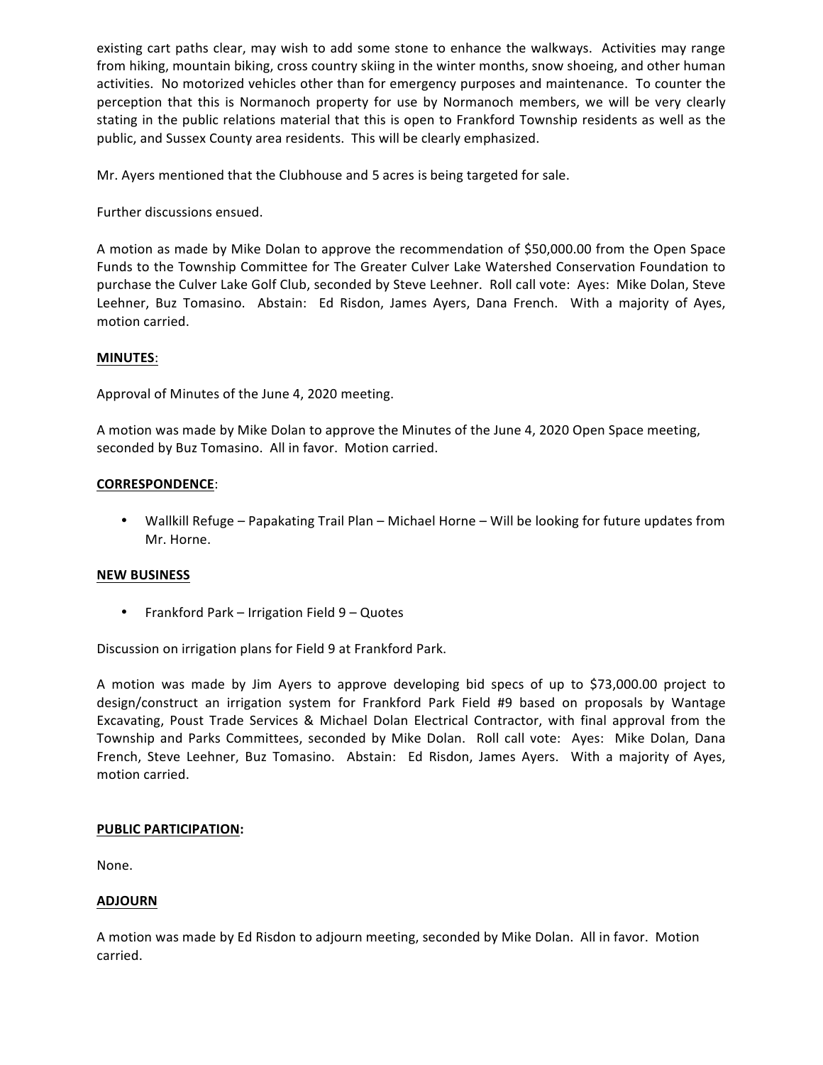existing cart paths clear, may wish to add some stone to enhance the walkways. Activities may range from hiking, mountain biking, cross country skiing in the winter months, snow shoeing, and other human activities. No motorized vehicles other than for emergency purposes and maintenance. To counter the perception that this is Normanoch property for use by Normanoch members, we will be very clearly stating in the public relations material that this is open to Frankford Township residents as well as the public, and Sussex County area residents. This will be clearly emphasized.

Mr. Ayers mentioned that the Clubhouse and 5 acres is being targeted for sale.

Further discussions ensued.

A motion as made by Mike Dolan to approve the recommendation of $50,000.00 from the Open Space Funds to the Township Committee for The Greater Culver Lake Watershed Conservation Foundation to purchase the Culver Lake Golf Club, seconded by Steve Leehner. Roll call vote: Ayes: Mike Dolan, Steve Leehner, Buz Tomasino. Abstain: Ed Risdon, James Ayers, Dana French. With a majority of Ayes, motion carried.

**MINUTES**:

Approval of Minutes of the June 4, 2020 meeting.

A motion was made by Mike Dolan to approve the Minutes of the June 4, 2020 Open Space meeting, seconded by Buz Tomasino. All in favor. Motion carried.

**CORRESPONDENCE**:

- Wallkill Refuge – Papakating Trail Plan – Michael Horne – Will be looking for future updates from Mr. Horne.

**NEW BUSINESS**

- Frankford Park – Irrigation Field 9 – Quotes

Discussion on irrigation plans for Field 9 at Frankford Park.

A motion was made by Jim Ayers to approve developing bid specs of up to $73,000.00 project to design/construct an irrigation system for Frankford Park Field #9 based on proposals by Wantage Excavating, Poust Trade Services & Michael Dolan Electrical Contractor, with final approval from the Township and Parks Committees, seconded by Mike Dolan. Roll call vote: Ayes: Mike Dolan, Dana French, Steve Leehner, Buz Tomasino. Abstain: Ed Risdon, James Ayers. With a majority of Ayes, motion carried.

**PUBLIC PARTICIPATION:**

None.

**ADJOURN**

A motion was made by Ed Risdon to adjourn meeting, seconded by Mike Dolan. All in favor. Motion carried.